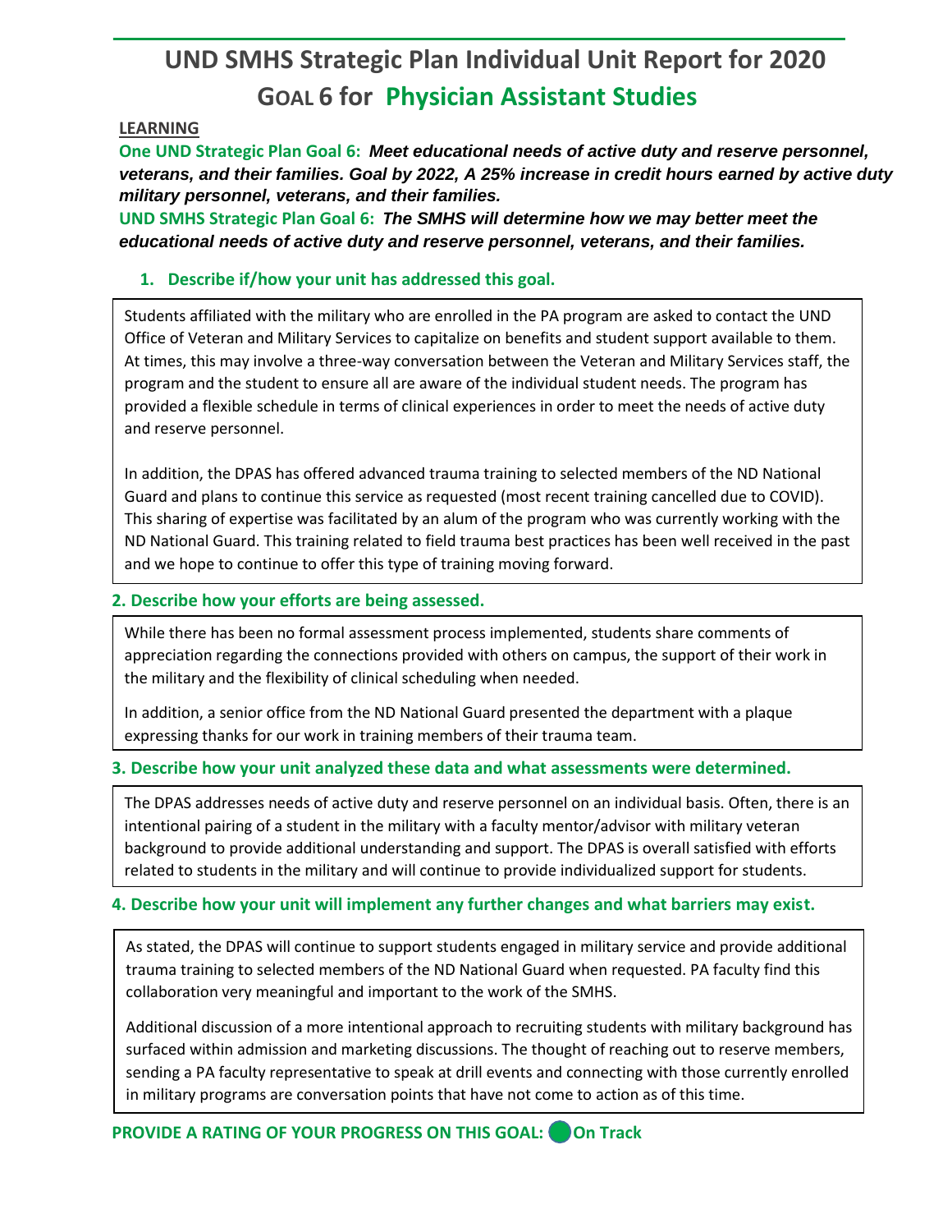# UND SMHS Strategic Plan Individual Unit Report for 2020

## GOAL 6 for Physician Assistant Studies

**LEARNING**

**One UND Strategic Plan Goal 6:** ***Meet educational needs of active duty and reserve personnel, veterans, and their families. Goal by 2022, A 25% increase in credit hours earned by active duty military personnel, veterans, and their families.***

**UND SMHS Strategic Plan Goal 6:** ***The SMHS will determine how we may better meet the educational needs of active duty and reserve personnel, veterans, and their families.***

### 1. Describe if/how your unit has addressed this goal.

Students affiliated with the military who are enrolled in the PA program are asked to contact the UND Office of Veteran and Military Services to capitalize on benefits and student support available to them. At times, this may involve a three-way conversation between the Veteran and Military Services staff, the program and the student to ensure all are aware of the individual student needs. The program has provided a flexible schedule in terms of clinical experiences in order to meet the needs of active duty and reserve personnel.

In addition, the DPAS has offered advanced trauma training to selected members of the ND National Guard and plans to continue this service as requested (most recent training cancelled due to COVID). This sharing of expertise was facilitated by an alum of the program who was currently working with the ND National Guard. This training related to field trauma best practices has been well received in the past and we hope to continue to offer this type of training moving forward.

### 2. Describe how your efforts are being assessed.

While there has been no formal assessment process implemented, students share comments of appreciation regarding the connections provided with others on campus, the support of their work in the military and the flexibility of clinical scheduling when needed.

In addition, a senior office from the ND National Guard presented the department with a plaque expressing thanks for our work in training members of their trauma team.

### 3. Describe how your unit analyzed these data and what assessments were determined.

The DPAS addresses needs of active duty and reserve personnel on an individual basis. Often, there is an intentional pairing of a student in the military with a faculty mentor/advisor with military veteran background to provide additional understanding and support. The DPAS is overall satisfied with efforts related to students in the military and will continue to provide individualized support for students.

### 4. Describe how your unit will implement any further changes and what barriers may exist.

As stated, the DPAS will continue to support students engaged in military service and provide additional trauma training to selected members of the ND National Guard when requested. PA faculty find this collaboration very meaningful and important to the work of the SMHS.

Additional discussion of a more intentional approach to recruiting students with military background has surfaced within admission and marketing discussions. The thought of reaching out to reserve members, sending a PA faculty representative to speak at drill events and connecting with those currently enrolled in military programs are conversation points that have not come to action as of this time.

**PROVIDE A RATING OF YOUR PROGRESS ON THIS GOAL: On Track**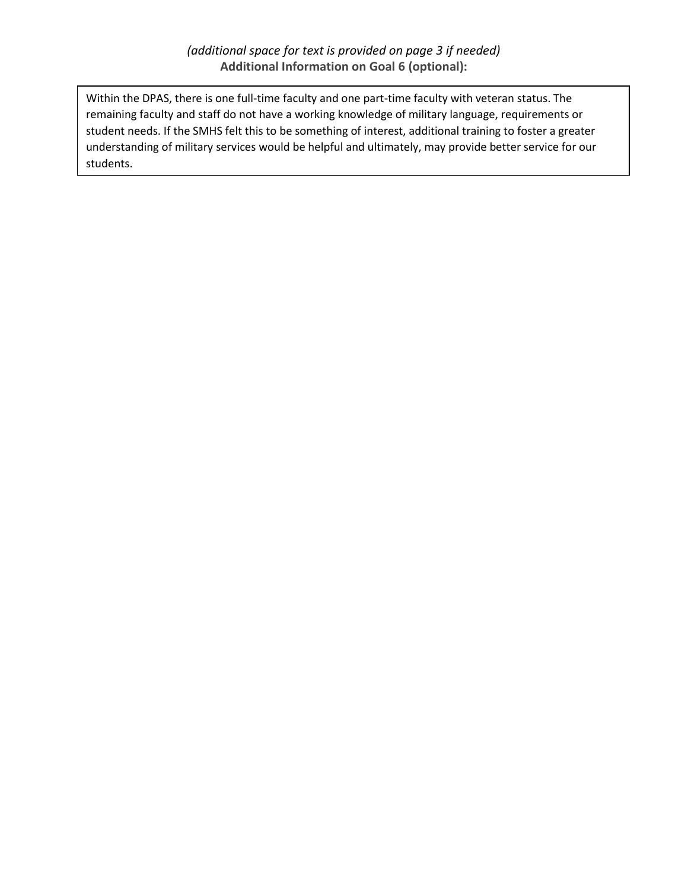*(additional space for text is provided on page 3 if needed)*

**Additional Information on Goal 6 (optional):**

Within the DPAS, there is one full-time faculty and one part-time faculty with veteran status. The remaining faculty and staff do not have a working knowledge of military language, requirements or student needs. If the SMHS felt this to be something of interest, additional training to foster a greater understanding of military services would be helpful and ultimately, may provide better service for our students.